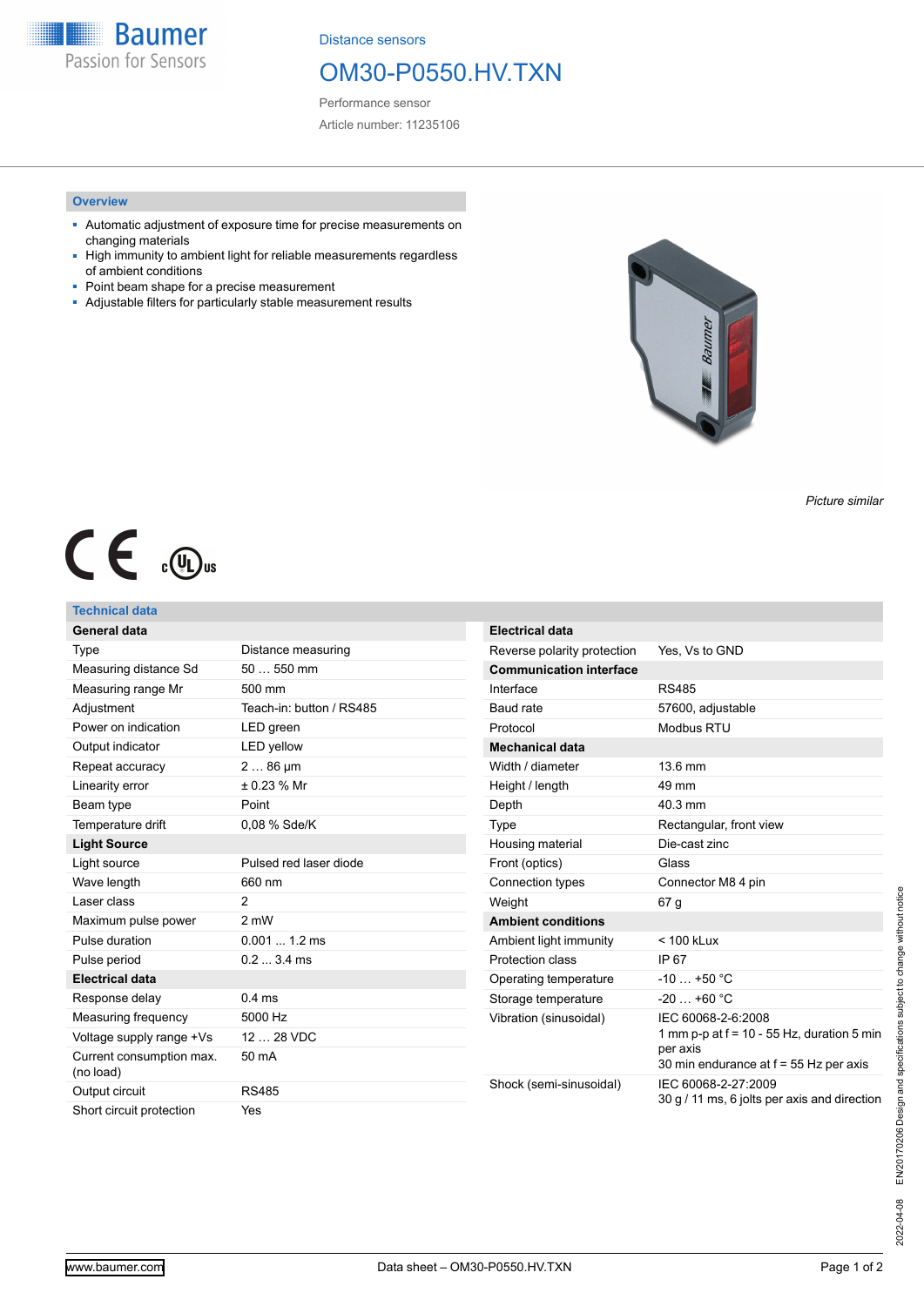Distance sensors

# OM30-P0550.HV.TXN

Performance sensor

Article number: 11235106

## Overview

- Automatic adjustment of exposure time for precise measurements on changing materials
- High immunity to ambient light for reliable measurements regardless of ambient conditions
- Point beam shape for a precise measurement
- Adjustable filters for particularly stable measurement results

*Picture similar*

## Technical data

| **General data** | |
|---|---|
| Type | Distance measuring |
| Measuring distance Sd | 50 … 550 mm |
| Measuring range Mr | 500 mm |
| Adjustment | Teach-in: button / RS485 |
| Power on indication | LED green |
| Output indicator | LED yellow |
| Repeat accuracy | 2 … 86 µm |
| Linearity error | ± 0.23 % Mr |
| Beam type | Point |
| Temperature drift | 0,08 % Sde/K |
| **Light Source** | |
| Light source | Pulsed red laser diode |
| Wave length | 660 nm |
| Laser class | 2 |
| Maximum pulse power | 2 mW |
| Pulse duration | 0.001 ... 1.2 ms |
| Pulse period | 0.2 ... 3.4 ms |
| **Electrical data** | |
| Response delay | 0.4 ms |
| Measuring frequency | 5000 Hz |
| Voltage supply range +Vs | 12 … 28 VDC |
| Current consumption max. (no load) | 50 mA |
| Output circuit | RS485 |
| Short circuit protection | Yes |

| **Electrical data** | |
|---|---|
| Reverse polarity protection | Yes, Vs to GND |
| **Communication interface** | |
| Interface | RS485 |
| Baud rate | 57600, adjustable |
| Protocol | Modbus RTU |
| **Mechanical data** | |
| Width / diameter | 13.6 mm |
| Height / length | 49 mm |
| Depth | 40.3 mm |
| Type | Rectangular, front view |
| Housing material | Die-cast zinc |
| Front (optics) | Glass |
| Connection types | Connector M8 4 pin |
| Weight | 67 g |
| **Ambient conditions** | |
| Ambient light immunity | < 100 kLux |
| Protection class | IP 67 |
| Operating temperature | -10 … +50 °C |
| Storage temperature | -20 … +60 °C |
| Vibration (sinusoidal) | IEC 60068-2-6:2008<br>1 mm p-p at f = 10 - 55 Hz, duration 5 min per axis<br>30 min endurance at f = 55 Hz per axis |
| Shock (semi-sinusoidal) | IEC 60068-2-27:2009<br>30 g / 11 ms, 6 jolts per axis and direction |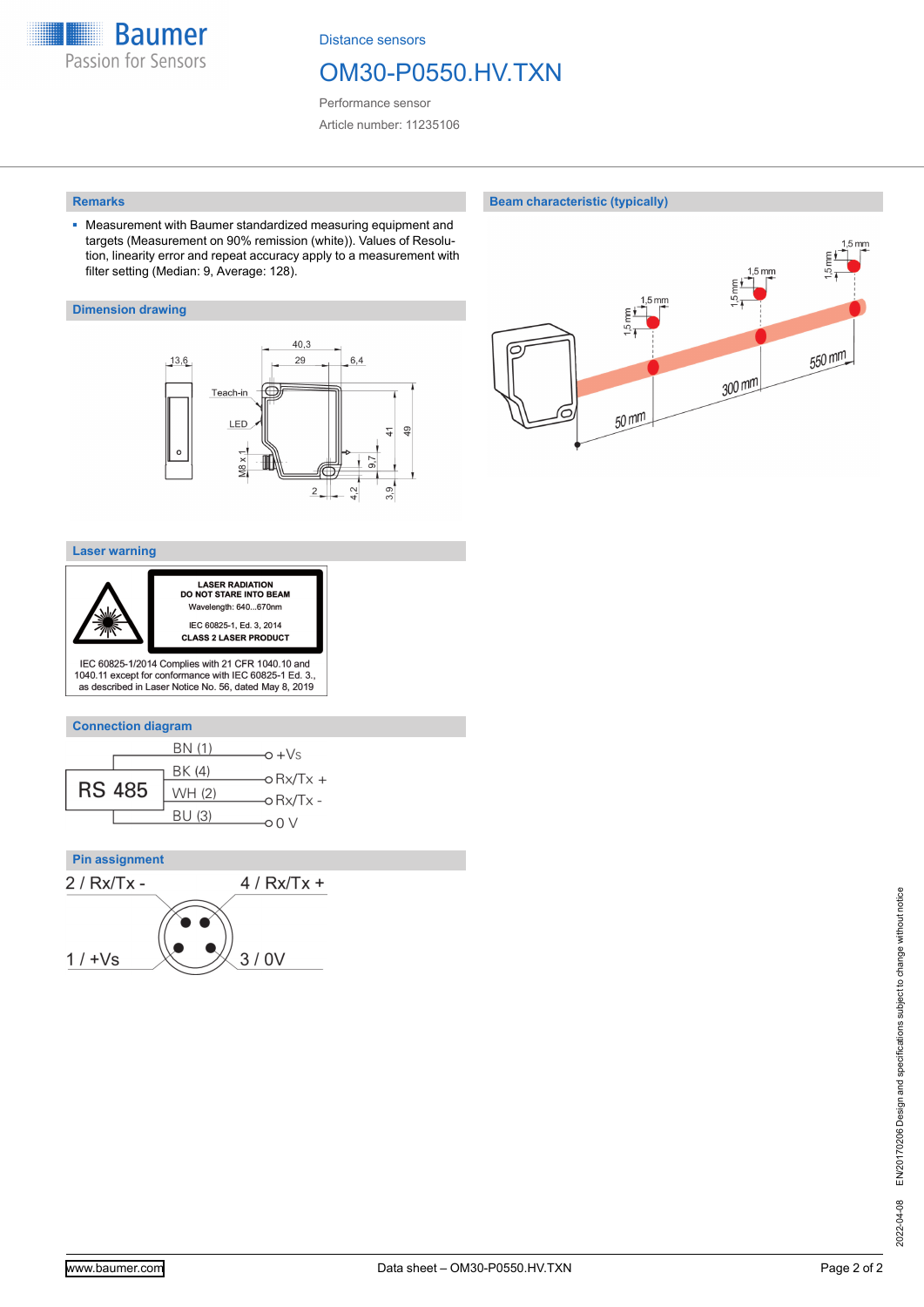# OM30-P0550.HV.TXN

Distance sensors

Performance sensor

Article number: 11235106

## Remarks

- Measurement with Baumer standardized measuring equipment and targets (Measurement on 90% remission (white)). Values of Resolution, linearity error and repeat accuracy apply to a measurement with filter setting (Median: 9, Average: 128).

## Beam characteristic (typically)

1,5 mm
1,5 mm
1,5 mm
1,5 mm
1,5 mm
1,5 mm
50 mm
300 mm
550 mm

## Dimension drawing

40,3
29
6,4
13,6
Teach-in
LED
41
49
M8 x 1
9,7
2
4,2
3,9

## Laser warning

LASER RADIATION
DO NOT STARE INTO BEAM
Wavelength: 640...670nm

IEC 60825-1, Ed. 3, 2014
CLASS 2 LASER PRODUCT

IEC 60825-1/2014 Complies with 21 CFR 1040.10 and 1040.11 except for conformance with IEC 60825-1 Ed. 3., as described in Laser Notice No. 56, dated May 8, 2019

## Connection diagram

RS 485

BN (1) — +Vs
BK (4) — Rx/Tx +
WH (2) — Rx/Tx -
BU (3) — 0 V

## Pin assignment

2 / Rx/Tx -
4 / Rx/Tx +
1 / +Vs
3 / 0V

EN20170206 Design and specifications subject to change without notice

2022-04-08